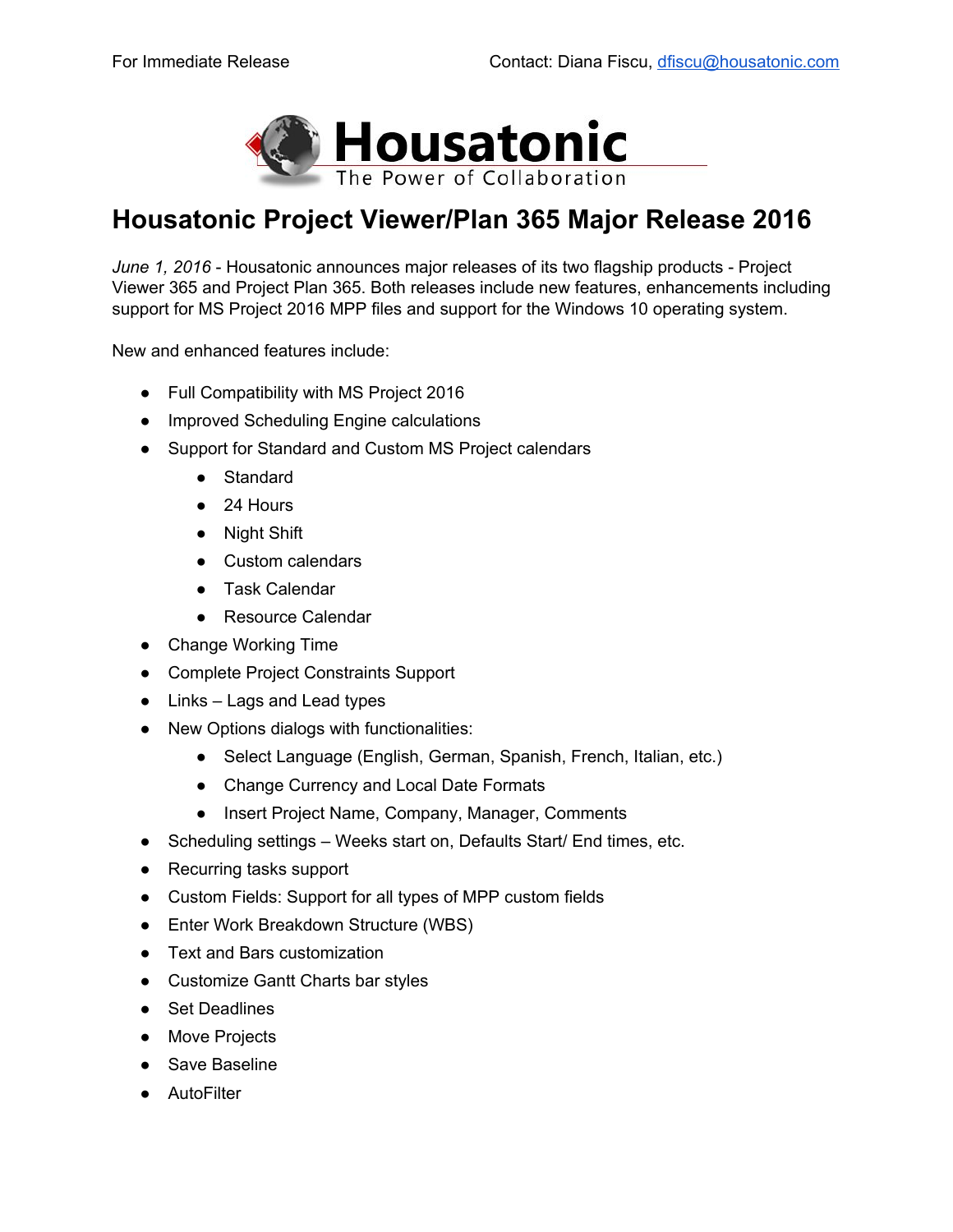For Immediate Release Contact: Diana Fiscu, dfiscu@housatonic.com

Housatonic

The Power of Collaboration

# Housatonic Project Viewer/Plan 365 Major Release 2016

*June 1, 2016* - Housatonic announces major releases of its two flagship products - Project Viewer 365 and Project Plan 365. Both releases include new features, enhancements including support for MS Project 2016 MPP files and support for the Windows 10 operating system.

New and enhanced features include:

- Full Compatibility with MS Project 2016
- Improved Scheduling Engine calculations
- Support for Standard and Custom MS Project calendars
  - Standard
  - 24 Hours
  - Night Shift
  - Custom calendars
  - Task Calendar
  - Resource Calendar
- Change Working Time
- Complete Project Constraints Support
- Links – Lags and Lead types
- New Options dialogs with functionalities:
  - Select Language (English, German, Spanish, French, Italian, etc.)
  - Change Currency and Local Date Formats
  - Insert Project Name, Company, Manager, Comments
- Scheduling settings – Weeks start on, Defaults Start/ End times, etc.
- Recurring tasks support
- Custom Fields: Support for all types of MPP custom fields
- Enter Work Breakdown Structure (WBS)
- Text and Bars customization
- Customize Gantt Charts bar styles
- Set Deadlines
- Move Projects
- Save Baseline
- AutoFilter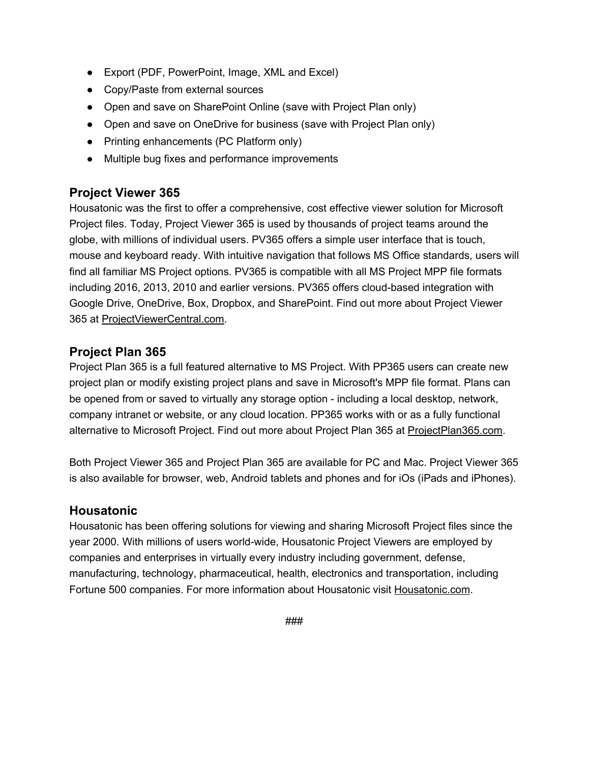- Export (PDF, PowerPoint, Image, XML and Excel)
- Copy/Paste from external sources
- Open and save on SharePoint Online (save with Project Plan only)
- Open and save on OneDrive for business (save with Project Plan only)
- Printing enhancements (PC Platform only)
- Multiple bug fixes and performance improvements

## Project Viewer 365

Housatonic was the first to offer a comprehensive, cost effective viewer solution for Microsoft Project files. Today, Project Viewer 365 is used by thousands of project teams around the globe, with millions of individual users. PV365 offers a simple user interface that is touch, mouse and keyboard ready. With intuitive navigation that follows MS Office standards, users will find all familiar MS Project options. PV365 is compatible with all MS Project MPP file formats including 2016, 2013, 2010 and earlier versions. PV365 offers cloud-based integration with Google Drive, OneDrive, Box, Dropbox, and SharePoint. Find out more about Project Viewer 365 at ProjectViewerCentral.com.

## Project Plan 365

Project Plan 365 is a full featured alternative to MS Project. With PP365 users can create new project plan or modify existing project plans and save in Microsoft's MPP file format. Plans can be opened from or saved to virtually any storage option - including a local desktop, network, company intranet or website, or any cloud location. PP365 works with or as a fully functional alternative to Microsoft Project. Find out more about Project Plan 365 at ProjectPlan365.com.

Both Project Viewer 365 and Project Plan 365 are available for PC and Mac. Project Viewer 365 is also available for browser, web, Android tablets and phones and for iOs (iPads and iPhones).

## Housatonic

Housatonic has been offering solutions for viewing and sharing Microsoft Project files since the year 2000. With millions of users world-wide, Housatonic Project Viewers are employed by companies and enterprises in virtually every industry including government, defense, manufacturing, technology, pharmaceutical, health, electronics and transportation, including Fortune 500 companies. For more information about Housatonic visit Housatonic.com.

###